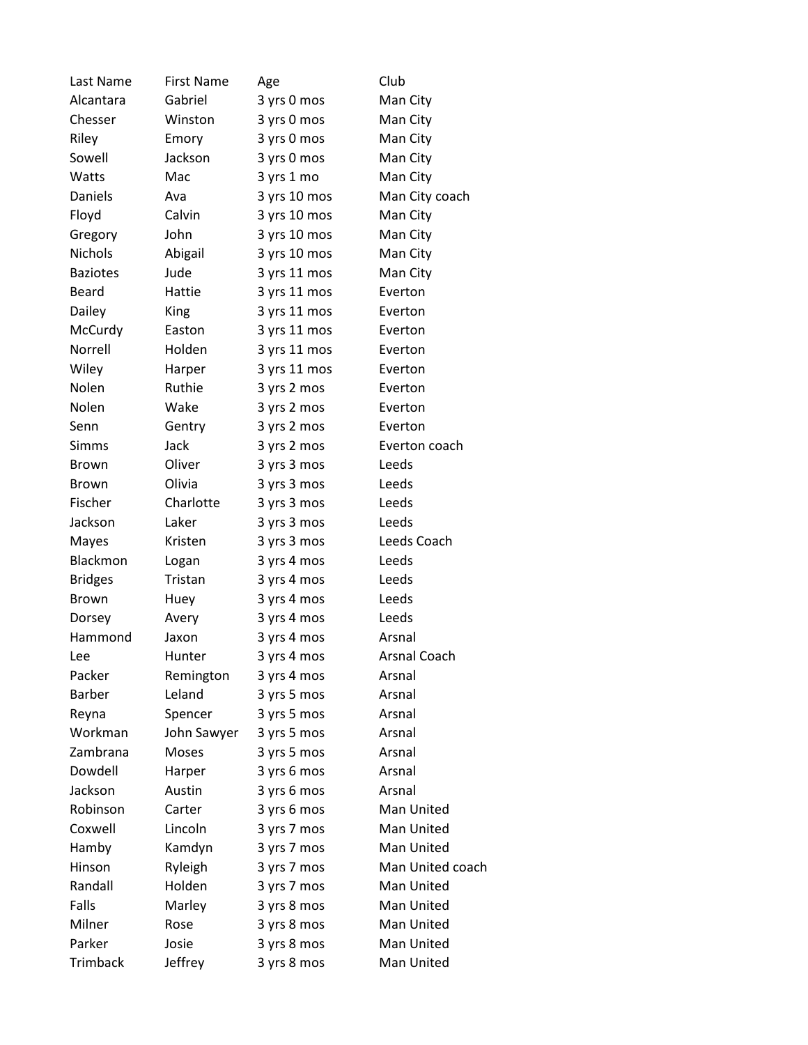| Last Name | First Name | Age | Club |
| --- | --- | --- | --- |
| Alcantara | Gabriel | 3 yrs 0 mos | Man City |
| Chesser | Winston | 3 yrs 0 mos | Man City |
| Riley | Emory | 3 yrs 0 mos | Man City |
| Sowell | Jackson | 3 yrs 0 mos | Man City |
| Watts | Mac | 3 yrs 1 mo | Man City |
| Daniels | Ava | 3 yrs 10 mos | Man City coach |
| Floyd | Calvin | 3 yrs 10 mos | Man City |
| Gregory | John | 3 yrs 10 mos | Man City |
| Nichols | Abigail | 3 yrs 10 mos | Man City |
| Baziotes | Jude | 3 yrs 11 mos | Man City |
| Beard | Hattie | 3 yrs 11 mos | Everton |
| Dailey | King | 3 yrs 11 mos | Everton |
| McCurdy | Easton | 3 yrs 11 mos | Everton |
| Norrell | Holden | 3 yrs 11 mos | Everton |
| Wiley | Harper | 3 yrs 11 mos | Everton |
| Nolen | Ruthie | 3 yrs 2 mos | Everton |
| Nolen | Wake | 3 yrs 2 mos | Everton |
| Senn | Gentry | 3 yrs 2 mos | Everton |
| Simms | Jack | 3 yrs 2 mos | Everton coach |
| Brown | Oliver | 3 yrs 3 mos | Leeds |
| Brown | Olivia | 3 yrs 3 mos | Leeds |
| Fischer | Charlotte | 3 yrs 3 mos | Leeds |
| Jackson | Laker | 3 yrs 3 mos | Leeds |
| Mayes | Kristen | 3 yrs 3 mos | Leeds Coach |
| Blackmon | Logan | 3 yrs 4 mos | Leeds |
| Bridges | Tristan | 3 yrs 4 mos | Leeds |
| Brown | Huey | 3 yrs 4 mos | Leeds |
| Dorsey | Avery | 3 yrs 4 mos | Leeds |
| Hammond | Jaxon | 3 yrs 4 mos | Arsnal |
| Lee | Hunter | 3 yrs 4 mos | Arsnal Coach |
| Packer | Remington | 3 yrs 4 mos | Arsnal |
| Barber | Leland | 3 yrs 5 mos | Arsnal |
| Reyna | Spencer | 3 yrs 5 mos | Arsnal |
| Workman | John Sawyer | 3 yrs 5 mos | Arsnal |
| Zambrana | Moses | 3 yrs 5 mos | Arsnal |
| Dowdell | Harper | 3 yrs 6 mos | Arsnal |
| Jackson | Austin | 3 yrs 6 mos | Arsnal |
| Robinson | Carter | 3 yrs 6 mos | Man United |
| Coxwell | Lincoln | 3 yrs 7 mos | Man United |
| Hamby | Kamdyn | 3 yrs 7 mos | Man United |
| Hinson | Ryleigh | 3 yrs 7 mos | Man United coach |
| Randall | Holden | 3 yrs 7 mos | Man United |
| Falls | Marley | 3 yrs 8 mos | Man United |
| Milner | Rose | 3 yrs 8 mos | Man United |
| Parker | Josie | 3 yrs 8 mos | Man United |
| Trimback | Jeffrey | 3 yrs 8 mos | Man United |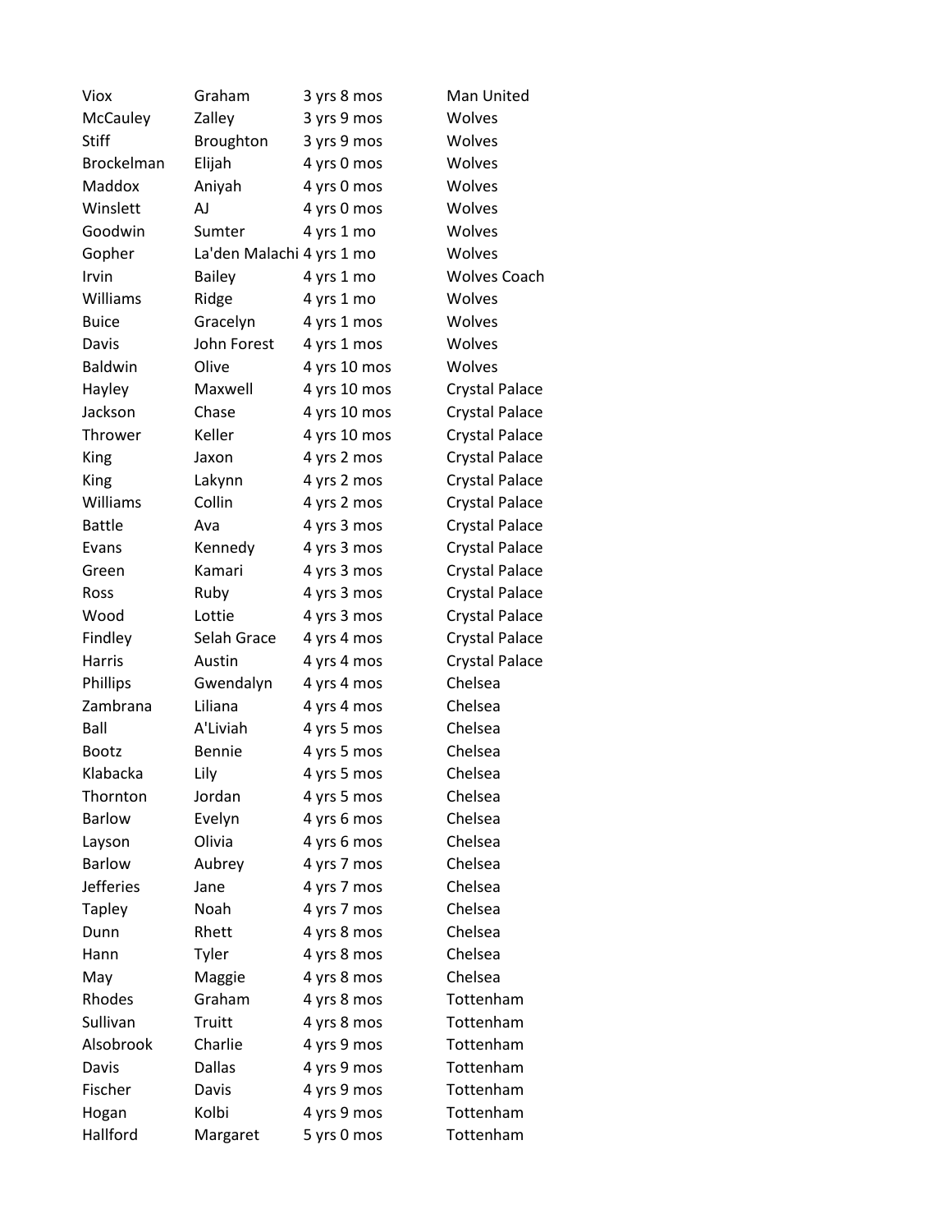| Viox | Graham | 3 yrs 8 mos | Man United |
|---|---|---|---|
| McCauley | Zalley | 3 yrs 9 mos | Wolves |
| Stiff | Broughton | 3 yrs 9 mos | Wolves |
| Brockelman | Elijah | 4 yrs 0 mos | Wolves |
| Maddox | Aniyah | 4 yrs 0 mos | Wolves |
| Winslett | AJ | 4 yrs 0 mos | Wolves |
| Goodwin | Sumter | 4 yrs 1 mo | Wolves |
| Gopher | La'den Malachi | 4 yrs 1 mo | Wolves |
| Irvin | Bailey | 4 yrs 1 mo | Wolves Coach |
| Williams | Ridge | 4 yrs 1 mo | Wolves |
| Buice | Gracelyn | 4 yrs 1 mos | Wolves |
| Davis | John Forest | 4 yrs 1 mos | Wolves |
| Baldwin | Olive | 4 yrs 10 mos | Wolves |
| Hayley | Maxwell | 4 yrs 10 mos | Crystal Palace |
| Jackson | Chase | 4 yrs 10 mos | Crystal Palace |
| Thrower | Keller | 4 yrs 10 mos | Crystal Palace |
| King | Jaxon | 4 yrs 2 mos | Crystal Palace |
| King | Lakynn | 4 yrs 2 mos | Crystal Palace |
| Williams | Collin | 4 yrs 2 mos | Crystal Palace |
| Battle | Ava | 4 yrs 3 mos | Crystal Palace |
| Evans | Kennedy | 4 yrs 3 mos | Crystal Palace |
| Green | Kamari | 4 yrs 3 mos | Crystal Palace |
| Ross | Ruby | 4 yrs 3 mos | Crystal Palace |
| Wood | Lottie | 4 yrs 3 mos | Crystal Palace |
| Findley | Selah Grace | 4 yrs 4 mos | Crystal Palace |
| Harris | Austin | 4 yrs 4 mos | Crystal Palace |
| Phillips | Gwendalyn | 4 yrs 4 mos | Chelsea |
| Zambrana | Liliana | 4 yrs 4 mos | Chelsea |
| Ball | A'Liviah | 4 yrs 5 mos | Chelsea |
| Bootz | Bennie | 4 yrs 5 mos | Chelsea |
| Klabacka | Lily | 4 yrs 5 mos | Chelsea |
| Thornton | Jordan | 4 yrs 5 mos | Chelsea |
| Barlow | Evelyn | 4 yrs 6 mos | Chelsea |
| Layson | Olivia | 4 yrs 6 mos | Chelsea |
| Barlow | Aubrey | 4 yrs 7 mos | Chelsea |
| Jefferies | Jane | 4 yrs 7 mos | Chelsea |
| Tapley | Noah | 4 yrs 7 mos | Chelsea |
| Dunn | Rhett | 4 yrs 8 mos | Chelsea |
| Hann | Tyler | 4 yrs 8 mos | Chelsea |
| May | Maggie | 4 yrs 8 mos | Chelsea |
| Rhodes | Graham | 4 yrs 8 mos | Tottenham |
| Sullivan | Truitt | 4 yrs 8 mos | Tottenham |
| Alsobrook | Charlie | 4 yrs 9 mos | Tottenham |
| Davis | Dallas | 4 yrs 9 mos | Tottenham |
| Fischer | Davis | 4 yrs 9 mos | Tottenham |
| Hogan | Kolbi | 4 yrs 9 mos | Tottenham |
| Hallford | Margaret | 5 yrs 0 mos | Tottenham |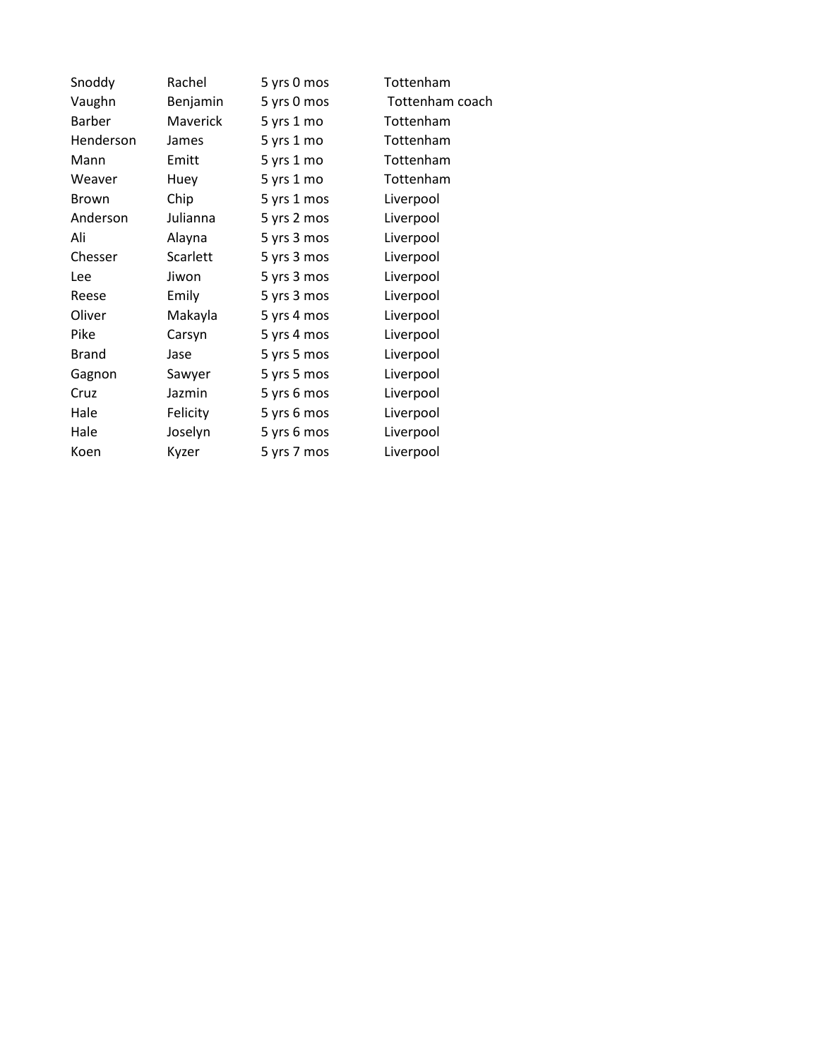| | | | |
|---|---|---|---|
| Snoddy | Rachel | 5 yrs 0 mos | Tottenham |
| Vaughn | Benjamin | 5 yrs 0 mos | Tottenham coach |
| Barber | Maverick | 5 yrs 1 mo | Tottenham |
| Henderson | James | 5 yrs 1 mo | Tottenham |
| Mann | Emitt | 5 yrs 1 mo | Tottenham |
| Weaver | Huey | 5 yrs 1 mo | Tottenham |
| Brown | Chip | 5 yrs 1 mos | Liverpool |
| Anderson | Julianna | 5 yrs 2 mos | Liverpool |
| Ali | Alayna | 5 yrs 3 mos | Liverpool |
| Chesser | Scarlett | 5 yrs 3 mos | Liverpool |
| Lee | Jiwon | 5 yrs 3 mos | Liverpool |
| Reese | Emily | 5 yrs 3 mos | Liverpool |
| Oliver | Makayla | 5 yrs 4 mos | Liverpool |
| Pike | Carsyn | 5 yrs 4 mos | Liverpool |
| Brand | Jase | 5 yrs 5 mos | Liverpool |
| Gagnon | Sawyer | 5 yrs 5 mos | Liverpool |
| Cruz | Jazmin | 5 yrs 6 mos | Liverpool |
| Hale | Felicity | 5 yrs 6 mos | Liverpool |
| Hale | Joselyn | 5 yrs 6 mos | Liverpool |
| Koen | Kyzer | 5 yrs 7 mos | Liverpool |